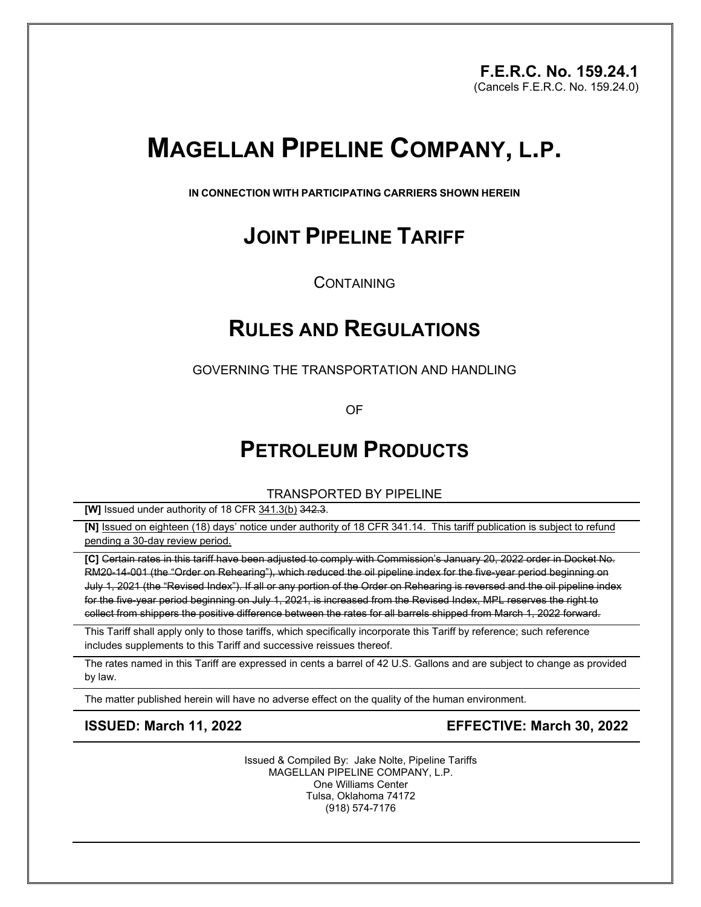**F.E.R.C. No. 159.24.1**
(Cancels F.E.R.C. No. 159.24.0)

# MAGELLAN PIPELINE COMPANY, L.P.

**IN CONNECTION WITH PARTICIPATING CARRIERS SHOWN HEREIN**

## JOINT PIPELINE TARIFF

CONTAINING

## RULES AND REGULATIONS

GOVERNING THE TRANSPORTATION AND HANDLING

OF

## PETROLEUM PRODUCTS

TRANSPORTED BY PIPELINE

**[W]** Issued under authority of 18 CFR 341.3(b) ~~342.3~~.

**[N]** Issued on eighteen (18) days' notice under authority of 18 CFR 341.14. This tariff publication is subject to refund pending a 30-day review period.

**[C]** ~~Certain rates in this tariff have been adjusted to comply with Commission's January 20, 2022 order in Docket No. RM20-14-001 (the "Order on Rehearing"), which reduced the oil pipeline index for the five-year period beginning on July 1, 2021 (the "Revised Index"). If all or any portion of the Order on Rehearing is reversed and the oil pipeline index for the five-year period beginning on July 1, 2021, is increased from the Revised Index, MPL reserves the right to collect from shippers the positive difference between the rates for all barrels shipped from March 1, 2022 forward.~~

This Tariff shall apply only to those tariffs, which specifically incorporate this Tariff by reference; such reference includes supplements to this Tariff and successive reissues thereof.

The rates named in this Tariff are expressed in cents a barrel of 42 U.S. Gallons and are subject to change as provided by law.

The matter published herein will have no adverse effect on the quality of the human environment.

**ISSUED: March 11, 2022** **EFFECTIVE: March 30, 2022**

Issued & Compiled By: Jake Nolte, Pipeline Tariffs
MAGELLAN PIPELINE COMPANY, L.P.
One Williams Center
Tulsa, Oklahoma 74172
(918) 574-7176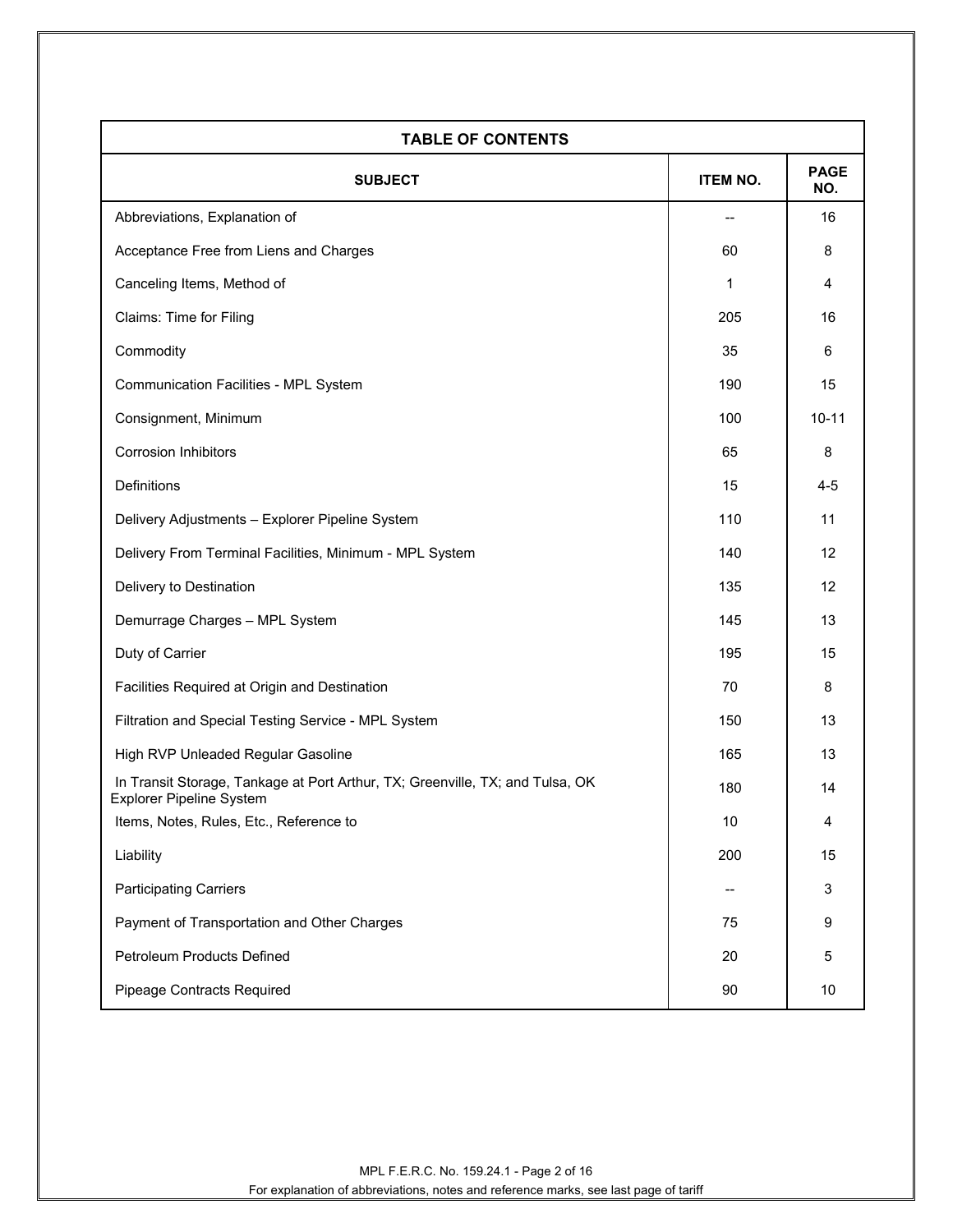| TABLE OF CONTENTS | | |
|---|---|---|
| **SUBJECT** | **ITEM NO.** | **PAGE NO.** |
| Abbreviations, Explanation of | -- | 16 |
| Acceptance Free from Liens and Charges | 60 | 8 |
| Canceling Items, Method of | 1 | 4 |
| Claims: Time for Filing | 205 | 16 |
| Commodity | 35 | 6 |
| Communication Facilities - MPL System | 190 | 15 |
| Consignment, Minimum | 100 | 10-11 |
| Corrosion Inhibitors | 65 | 8 |
| Definitions | 15 | 4-5 |
| Delivery Adjustments – Explorer Pipeline System | 110 | 11 |
| Delivery From Terminal Facilities, Minimum - MPL System | 140 | 12 |
| Delivery to Destination | 135 | 12 |
| Demurrage Charges – MPL System | 145 | 13 |
| Duty of Carrier | 195 | 15 |
| Facilities Required at Origin and Destination | 70 | 8 |
| Filtration and Special Testing Service - MPL System | 150 | 13 |
| High RVP Unleaded Regular Gasoline | 165 | 13 |
| In Transit Storage, Tankage at Port Arthur, TX; Greenville, TX; and Tulsa, OK Explorer Pipeline System | 180 | 14 |
| Items, Notes, Rules, Etc., Reference to | 10 | 4 |
| Liability | 200 | 15 |
| Participating Carriers | -- | 3 |
| Payment of Transportation and Other Charges | 75 | 9 |
| Petroleum Products Defined | 20 | 5 |
| Pipeage Contracts Required | 90 | 10 |

MPL F.E.R.C. No. 159.24.1

For explanation of abbreviations, notes and reference marks, see last page of tariff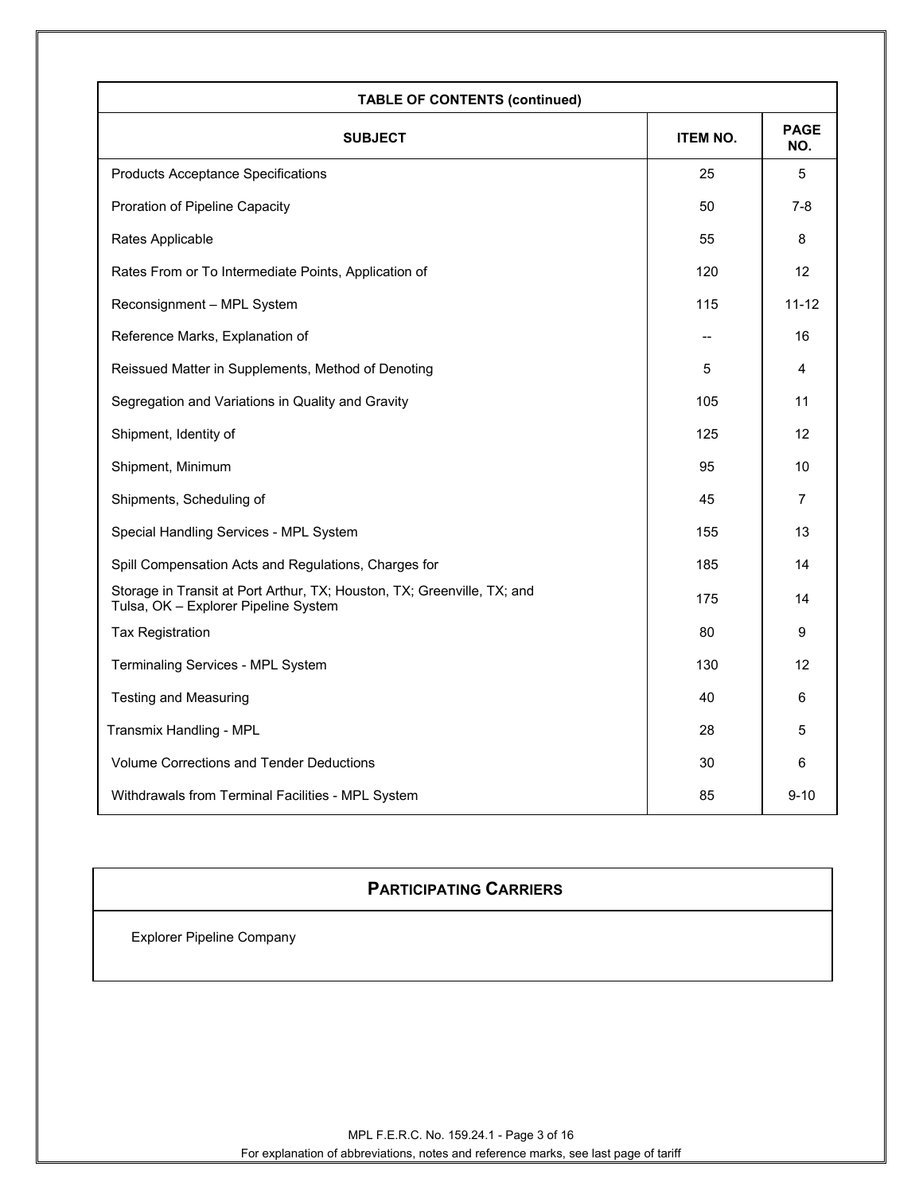| TABLE OF CONTENTS (continued) | | |
|---|---|---|
| **SUBJECT** | **ITEM NO.** | **PAGE NO.** |
| Products Acceptance Specifications | 25 | 5 |
| Proration of Pipeline Capacity | 50 | 7-8 |
| Rates Applicable | 55 | 8 |
| Rates From or To Intermediate Points, Application of | 120 | 12 |
| Reconsignment – MPL System | 115 | 11-12 |
| Reference Marks, Explanation of | -- | 16 |
| Reissued Matter in Supplements, Method of Denoting | 5 | 4 |
| Segregation and Variations in Quality and Gravity | 105 | 11 |
| Shipment, Identity of | 125 | 12 |
| Shipment, Minimum | 95 | 10 |
| Shipments, Scheduling of | 45 | 7 |
| Special Handling Services - MPL System | 155 | 13 |
| Spill Compensation Acts and Regulations, Charges for | 185 | 14 |
| Storage in Transit at Port Arthur, TX; Houston, TX; Greenville, TX; and Tulsa, OK – Explorer Pipeline System | 175 | 14 |
| Tax Registration | 80 | 9 |
| Terminaling Services - MPL System | 130 | 12 |
| Testing and Measuring | 40 | 6 |
| Transmix Handling - MPL | 28 | 5 |
| Volume Corrections and Tender Deductions | 30 | 6 |
| Withdrawals from Terminal Facilities - MPL System | 85 | 9-10 |

## PARTICIPATING CARRIERS

Explorer Pipeline Company

MPL F.E.R.C. No. 159.24.1

For explanation of abbreviations, notes and reference marks, see last page of tariff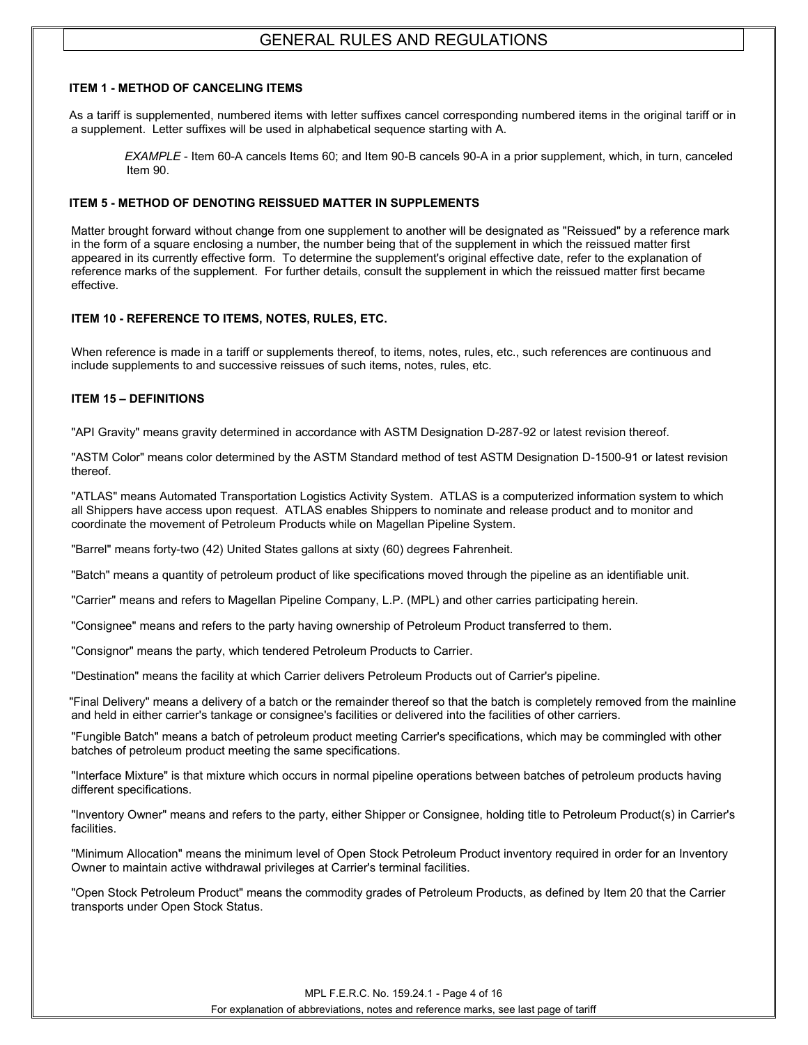# GENERAL RULES AND REGULATIONS

**ITEM 1 - METHOD OF CANCELING ITEMS**

As a tariff is supplemented, numbered items with letter suffixes cancel corresponding numbered items in the original tariff or in a supplement. Letter suffixes will be used in alphabetical sequence starting with A.

> *EXAMPLE* - Item 60-A cancels Items 60; and Item 90-B cancels 90-A in a prior supplement, which, in turn, canceled Item 90.

**ITEM 5 - METHOD OF DENOTING REISSUED MATTER IN SUPPLEMENTS**

Matter brought forward without change from one supplement to another will be designated as "Reissued" by a reference mark in the form of a square enclosing a number, the number being that of the supplement in which the reissued matter first appeared in its currently effective form. To determine the supplement's original effective date, refer to the explanation of reference marks of the supplement. For further details, consult the supplement in which the reissued matter first became effective.

**ITEM 10 - REFERENCE TO ITEMS, NOTES, RULES, ETC.**

When reference is made in a tariff or supplements thereof, to items, notes, rules, etc., such references are continuous and include supplements to and successive reissues of such items, notes, rules, etc.

**ITEM 15 – DEFINITIONS**

"API Gravity" means gravity determined in accordance with ASTM Designation D-287-92 or latest revision thereof.

"ASTM Color" means color determined by the ASTM Standard method of test ASTM Designation D-1500-91 or latest revision thereof.

"ATLAS" means Automated Transportation Logistics Activity System. ATLAS is a computerized information system to which all Shippers have access upon request. ATLAS enables Shippers to nominate and release product and to monitor and coordinate the movement of Petroleum Products while on Magellan Pipeline System.

"Barrel" means forty-two (42) United States gallons at sixty (60) degrees Fahrenheit.

"Batch" means a quantity of petroleum product of like specifications moved through the pipeline as an identifiable unit.

"Carrier" means and refers to Magellan Pipeline Company, L.P. (MPL) and other carries participating herein.

"Consignee" means and refers to the party having ownership of Petroleum Product transferred to them.

"Consignor" means the party, which tendered Petroleum Products to Carrier.

"Destination" means the facility at which Carrier delivers Petroleum Products out of Carrier's pipeline.

"Final Delivery" means a delivery of a batch or the remainder thereof so that the batch is completely removed from the mainline and held in either carrier's tankage or consignee's facilities or delivered into the facilities of other carriers.

"Fungible Batch" means a batch of petroleum product meeting Carrier's specifications, which may be commingled with other batches of petroleum product meeting the same specifications.

"Interface Mixture" is that mixture which occurs in normal pipeline operations between batches of petroleum products having different specifications.

"Inventory Owner" means and refers to the party, either Shipper or Consignee, holding title to Petroleum Product(s) in Carrier's facilities.

"Minimum Allocation" means the minimum level of Open Stock Petroleum Product inventory required in order for an Inventory Owner to maintain active withdrawal privileges at Carrier's terminal facilities.

"Open Stock Petroleum Product" means the commodity grades of Petroleum Products, as defined by Item 20 that the Carrier transports under Open Stock Status.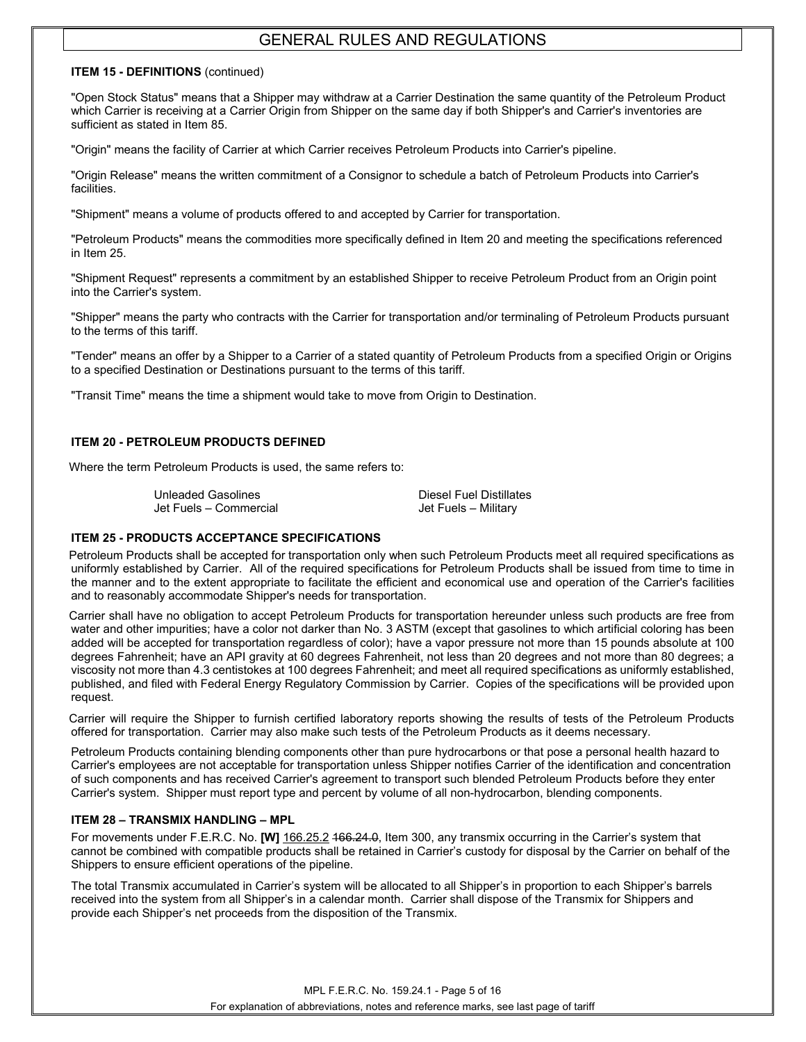# GENERAL RULES AND REGULATIONS

**ITEM 15 - DEFINITIONS** (continued)

"Open Stock Status" means that a Shipper may withdraw at a Carrier Destination the same quantity of the Petroleum Product which Carrier is receiving at a Carrier Origin from Shipper on the same day if both Shipper's and Carrier's inventories are sufficient as stated in Item 85.

"Origin" means the facility of Carrier at which Carrier receives Petroleum Products into Carrier's pipeline.

"Origin Release" means the written commitment of a Consignor to schedule a batch of Petroleum Products into Carrier's facilities.

"Shipment" means a volume of products offered to and accepted by Carrier for transportation.

"Petroleum Products" means the commodities more specifically defined in Item 20 and meeting the specifications referenced in Item 25.

"Shipment Request" represents a commitment by an established Shipper to receive Petroleum Product from an Origin point into the Carrier's system.

"Shipper" means the party who contracts with the Carrier for transportation and/or terminaling of Petroleum Products pursuant to the terms of this tariff.

"Tender" means an offer by a Shipper to a Carrier of a stated quantity of Petroleum Products from a specified Origin or Origins to a specified Destination or Destinations pursuant to the terms of this tariff.

"Transit Time" means the time a shipment would take to move from Origin to Destination.

**ITEM 20 - PETROLEUM PRODUCTS DEFINED**

Where the term Petroleum Products is used, the same refers to:

- Unleaded Gasolines
- Jet Fuels – Commercial
- Diesel Fuel Distillates
- Jet Fuels – Military

**ITEM 25 - PRODUCTS ACCEPTANCE SPECIFICATIONS**

Petroleum Products shall be accepted for transportation only when such Petroleum Products meet all required specifications as uniformly established by Carrier. All of the required specifications for Petroleum Products shall be issued from time to time in the manner and to the extent appropriate to facilitate the efficient and economical use and operation of the Carrier's facilities and to reasonably accommodate Shipper's needs for transportation.

Carrier shall have no obligation to accept Petroleum Products for transportation hereunder unless such products are free from water and other impurities; have a color not darker than No. 3 ASTM (except that gasolines to which artificial coloring has been added will be accepted for transportation regardless of color); have a vapor pressure not more than 15 pounds absolute at 100 degrees Fahrenheit; have an API gravity at 60 degrees Fahrenheit, not less than 20 degrees and not more than 80 degrees; a viscosity not more than 4.3 centistokes at 100 degrees Fahrenheit; and meet all required specifications as uniformly established, published, and filed with Federal Energy Regulatory Commission by Carrier. Copies of the specifications will be provided upon request.

Carrier will require the Shipper to furnish certified laboratory reports showing the results of tests of the Petroleum Products offered for transportation. Carrier may also make such tests of the Petroleum Products as it deems necessary.

Petroleum Products containing blending components other than pure hydrocarbons or that pose a personal health hazard to Carrier's employees are not acceptable for transportation unless Shipper notifies Carrier of the identification and concentration of such components and has received Carrier's agreement to transport such blended Petroleum Products before they enter Carrier's system. Shipper must report type and percent by volume of all non-hydrocarbon, blending components.

**ITEM 28 – TRANSMIX HANDLING – MPL**

For movements under F.E.R.C. No. **[W]** 166.25.2 ~~166.24.0~~, Item 300, any transmix occurring in the Carrier's system that cannot be combined with compatible products shall be retained in Carrier's custody for disposal by the Carrier on behalf of the Shippers to ensure efficient operations of the pipeline.

The total Transmix accumulated in Carrier's system will be allocated to all Shipper's in proportion to each Shipper's barrels received into the system from all Shipper's in a calendar month. Carrier shall dispose of the Transmix for Shippers and provide each Shipper's net proceeds from the disposition of the Transmix.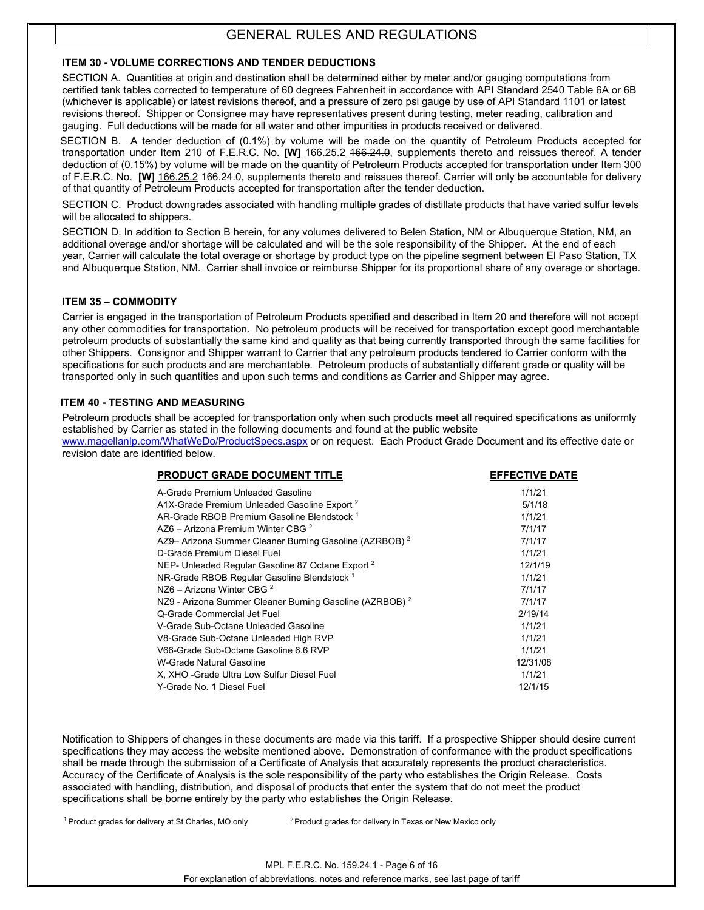# GENERAL RULES AND REGULATIONS

### ITEM 30 - VOLUME CORRECTIONS AND TENDER DEDUCTIONS

SECTION A. Quantities at origin and destination shall be determined either by meter and/or gauging computations from certified tank tables corrected to temperature of 60 degrees Fahrenheit in accordance with API Standard 2540 Table 6A or 6B (whichever is applicable) or latest revisions thereof, and a pressure of zero psi gauge by use of API Standard 1101 or latest revisions thereof. Shipper or Consignee may have representatives present during testing, meter reading, calibration and gauging. Full deductions will be made for all water and other impurities in products received or delivered.

SECTION B. A tender deduction of (0.1%) by volume will be made on the quantity of Petroleum Products accepted for transportation under Item 210 of F.E.R.C. No. **[W]** 166.25.2 ~~166.24.0~~, supplements thereto and reissues thereof. A tender deduction of (0.15%) by volume will be made on the quantity of Petroleum Products accepted for transportation under Item 300 of F.E.R.C. No. **[W]** 166.25.2 ~~166.24.0~~, supplements thereto and reissues thereof. Carrier will only be accountable for delivery of that quantity of Petroleum Products accepted for transportation after the tender deduction.

SECTION C. Product downgrades associated with handling multiple grades of distillate products that have varied sulfur levels will be allocated to shippers.

SECTION D. In addition to Section B herein, for any volumes delivered to Belen Station, NM or Albuquerque Station, NM, an additional overage and/or shortage will be calculated and will be the sole responsibility of the Shipper. At the end of each year, Carrier will calculate the total overage or shortage by product type on the pipeline segment between El Paso Station, TX and Albuquerque Station, NM. Carrier shall invoice or reimburse Shipper for its proportional share of any overage or shortage.

### ITEM 35 – COMMODITY

Carrier is engaged in the transportation of Petroleum Products specified and described in Item 20 and therefore will not accept any other commodities for transportation. No petroleum products will be received for transportation except good merchantable petroleum products of substantially the same kind and quality as that being currently transported through the same facilities for other Shippers. Consignor and Shipper warrant to Carrier that any petroleum products tendered to Carrier conform with the specifications for such products and are merchantable. Petroleum products of substantially different grade or quality will be transported only in such quantities and upon such terms and conditions as Carrier and Shipper may agree.

### ITEM 40 - TESTING AND MEASURING

Petroleum products shall be accepted for transportation only when such products meet all required specifications as uniformly established by Carrier as stated in the following documents and found at the public website www.magellanlp.com/WhatWeDo/ProductSpecs.aspx or on request. Each Product Grade Document and its effective date or revision date are identified below.

| PRODUCT GRADE DOCUMENT TITLE | EFFECTIVE DATE |
|---|---|
| A-Grade Premium Unleaded Gasoline | 1/1/21 |
| A1X-Grade Premium Unleaded Gasoline Export [2] | 5/1/18 |
| AR-Grade RBOB Premium Gasoline Blendstock [1] | 1/1/21 |
| AZ6 – Arizona Premium Winter CBG [2] | 7/1/17 |
| AZ9– Arizona Summer Cleaner Burning Gasoline (AZRBOB) [2] | 7/1/17 |
| D-Grade Premium Diesel Fuel | 1/1/21 |
| NEP- Unleaded Regular Gasoline 87 Octane Export [2] | 12/1/19 |
| NR-Grade RBOB Regular Gasoline Blendstock [1] | 1/1/21 |
| NZ6 – Arizona Winter CBG [2] | 7/1/17 |
| NZ9 - Arizona Summer Cleaner Burning Gasoline (AZRBOB) [2] | 7/1/17 |
| Q-Grade Commercial Jet Fuel | 2/19/14 |
| V-Grade Sub-Octane Unleaded Gasoline | 1/1/21 |
| V8-Grade Sub-Octane Unleaded High RVP | 1/1/21 |
| V66-Grade Sub-Octane Gasoline 6.6 RVP | 1/1/21 |
| W-Grade Natural Gasoline | 12/31/08 |
| X, XHO -Grade Ultra Low Sulfur Diesel Fuel | 1/1/21 |
| Y-Grade No. 1 Diesel Fuel | 12/1/15 |

Notification to Shippers of changes in these documents are made via this tariff. If a prospective Shipper should desire current specifications they may access the website mentioned above. Demonstration of conformance with the product specifications shall be made through the submission of a Certificate of Analysis that accurately represents the product characteristics. Accuracy of the Certificate of Analysis is the sole responsibility of the party who establishes the Origin Release. Costs associated with handling, distribution, and disposal of products that enter the system that do not meet the product specifications shall be borne entirely by the party who establishes the Origin Release.

[1] Product grades for delivery at St Charles, MO only

[2] Product grades for delivery in Texas or New Mexico only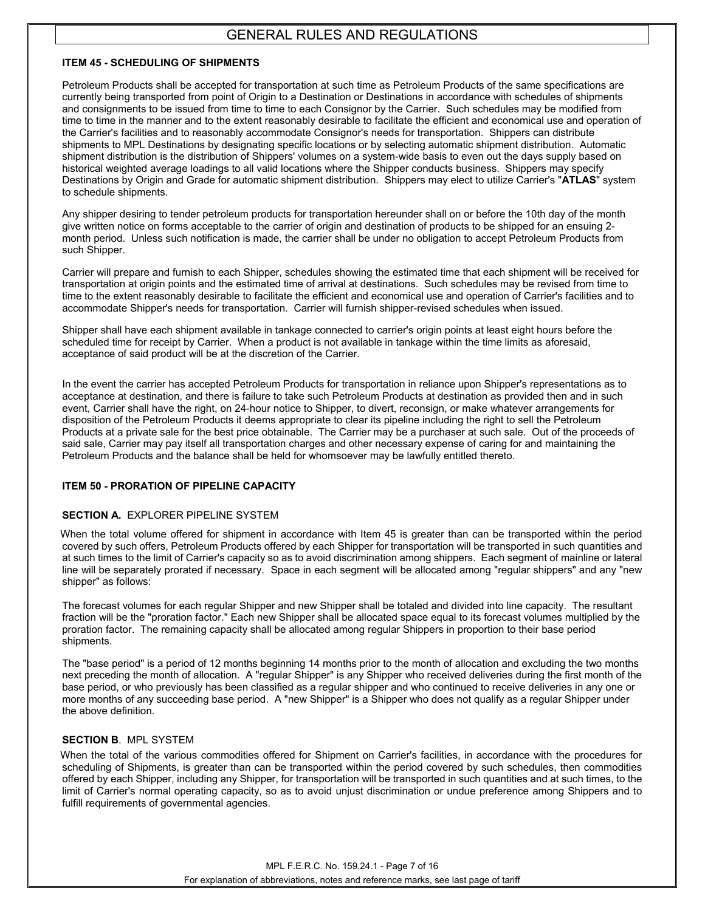# GENERAL RULES AND REGULATIONS

**ITEM 45 - SCHEDULING OF SHIPMENTS**

Petroleum Products shall be accepted for transportation at such time as Petroleum Products of the same specifications are currently being transported from point of Origin to a Destination or Destinations in accordance with schedules of shipments and consignments to be issued from time to time to each Consignor by the Carrier. Such schedules may be modified from time to time in the manner and to the extent reasonably desirable to facilitate the efficient and economical use and operation of the Carrier's facilities and to reasonably accommodate Consignor's needs for transportation. Shippers can distribute shipments to MPL Destinations by designating specific locations or by selecting automatic shipment distribution. Automatic shipment distribution is the distribution of Shippers' volumes on a system-wide basis to even out the days supply based on historical weighted average loadings to all valid locations where the Shipper conducts business. Shippers may specify Destinations by Origin and Grade for automatic shipment distribution. Shippers may elect to utilize Carrier's "**ATLAS**" system to schedule shipments.

Any shipper desiring to tender petroleum products for transportation hereunder shall on or before the 10th day of the month give written notice on forms acceptable to the carrier of origin and destination of products to be shipped for an ensuing 2-month period. Unless such notification is made, the carrier shall be under no obligation to accept Petroleum Products from such Shipper.

Carrier will prepare and furnish to each Shipper, schedules showing the estimated time that each shipment will be received for transportation at origin points and the estimated time of arrival at destinations. Such schedules may be revised from time to time to the extent reasonably desirable to facilitate the efficient and economical use and operation of Carrier's facilities and to accommodate Shipper's needs for transportation. Carrier will furnish shipper-revised schedules when issued.

Shipper shall have each shipment available in tankage connected to carrier's origin points at least eight hours before the scheduled time for receipt by Carrier. When a product is not available in tankage within the time limits as aforesaid, acceptance of said product will be at the discretion of the Carrier.

In the event the carrier has accepted Petroleum Products for transportation in reliance upon Shipper's representations as to acceptance at destination, and there is failure to take such Petroleum Products at destination as provided then and in such event, Carrier shall have the right, on 24-hour notice to Shipper, to divert, reconsign, or make whatever arrangements for disposition of the Petroleum Products it deems appropriate to clear its pipeline including the right to sell the Petroleum Products at a private sale for the best price obtainable. The Carrier may be a purchaser at such sale. Out of the proceeds of said sale, Carrier may pay itself all transportation charges and other necessary expense of caring for and maintaining the Petroleum Products and the balance shall be held for whomsoever may be lawfully entitled thereto.

**ITEM 50 - PRORATION OF PIPELINE CAPACITY**

**SECTION A.** EXPLORER PIPELINE SYSTEM

When the total volume offered for shipment in accordance with Item 45 is greater than can be transported within the period covered by such offers, Petroleum Products offered by each Shipper for transportation will be transported in such quantities and at such times to the limit of Carrier's capacity so as to avoid discrimination among shippers. Each segment of mainline or lateral line will be separately prorated if necessary. Space in each segment will be allocated among "regular shippers" and any "new shipper" as follows:

The forecast volumes for each regular Shipper and new Shipper shall be totaled and divided into line capacity. The resultant fraction will be the "proration factor." Each new Shipper shall be allocated space equal to its forecast volumes multiplied by the proration factor. The remaining capacity shall be allocated among regular Shippers in proportion to their base period shipments.

The "base period" is a period of 12 months beginning 14 months prior to the month of allocation and excluding the two months next preceding the month of allocation. A "regular Shipper" is any Shipper who received deliveries during the first month of the base period, or who previously has been classified as a regular shipper and who continued to receive deliveries in any one or more months of any succeeding base period. A "new Shipper" is a Shipper who does not qualify as a regular Shipper under the above definition.

**SECTION B**. MPL SYSTEM

When the total of the various commodities offered for Shipment on Carrier's facilities, in accordance with the procedures for scheduling of Shipments, is greater than can be transported within the period covered by such schedules, then commodities offered by each Shipper, including any Shipper, for transportation will be transported in such quantities and at such times, to the limit of Carrier's normal operating capacity, so as to avoid unjust discrimination or undue preference among Shippers and to fulfill requirements of governmental agencies.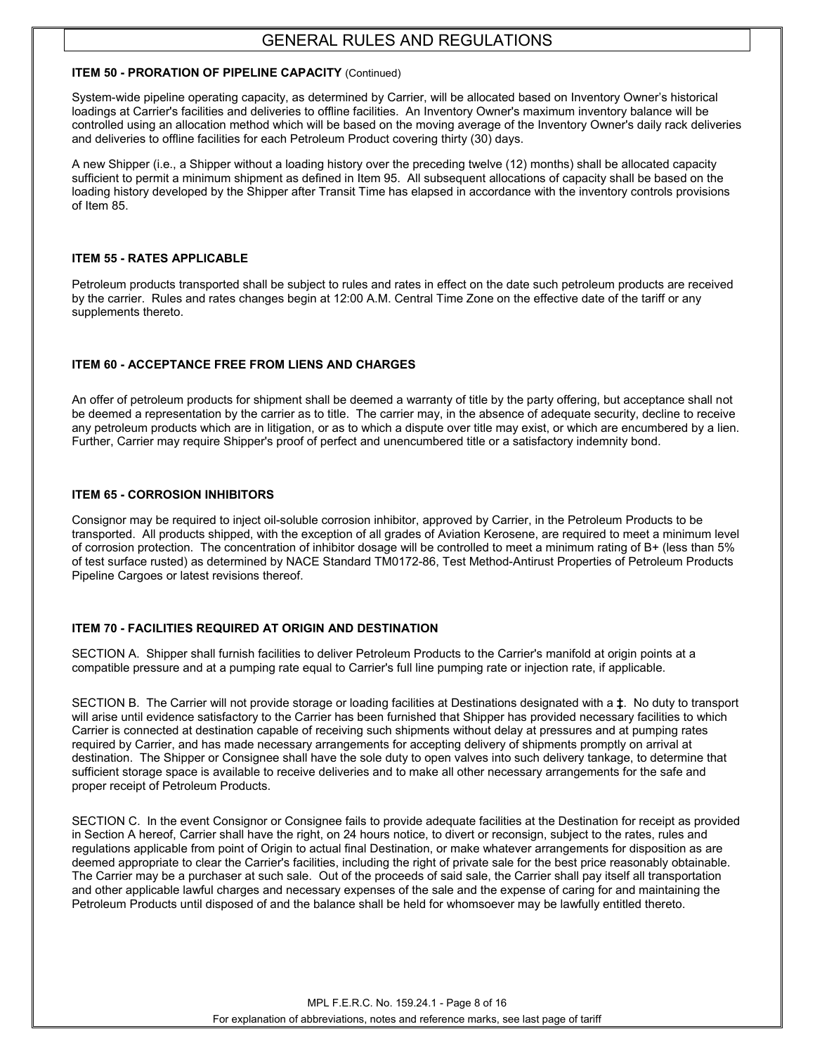# GENERAL RULES AND REGULATIONS

**ITEM 50 - PRORATION OF PIPELINE CAPACITY** (Continued)

System-wide pipeline operating capacity, as determined by Carrier, will be allocated based on Inventory Owner's historical loadings at Carrier's facilities and deliveries to offline facilities. An Inventory Owner's maximum inventory balance will be controlled using an allocation method which will be based on the moving average of the Inventory Owner's daily rack deliveries and deliveries to offline facilities for each Petroleum Product covering thirty (30) days.

A new Shipper (i.e., a Shipper without a loading history over the preceding twelve (12) months) shall be allocated capacity sufficient to permit a minimum shipment as defined in Item 95. All subsequent allocations of capacity shall be based on the loading history developed by the Shipper after Transit Time has elapsed in accordance with the inventory controls provisions of Item 85.

**ITEM 55 - RATES APPLICABLE**

Petroleum products transported shall be subject to rules and rates in effect on the date such petroleum products are received by the carrier. Rules and rates changes begin at 12:00 A.M. Central Time Zone on the effective date of the tariff or any supplements thereto.

**ITEM 60 - ACCEPTANCE FREE FROM LIENS AND CHARGES**

An offer of petroleum products for shipment shall be deemed a warranty of title by the party offering, but acceptance shall not be deemed a representation by the carrier as to title. The carrier may, in the absence of adequate security, decline to receive any petroleum products which are in litigation, or as to which a dispute over title may exist, or which are encumbered by a lien. Further, Carrier may require Shipper's proof of perfect and unencumbered title or a satisfactory indemnity bond.

**ITEM 65 - CORROSION INHIBITORS**

Consignor may be required to inject oil-soluble corrosion inhibitor, approved by Carrier, in the Petroleum Products to be transported. All products shipped, with the exception of all grades of Aviation Kerosene, are required to meet a minimum level of corrosion protection. The concentration of inhibitor dosage will be controlled to meet a minimum rating of B+ (less than 5% of test surface rusted) as determined by NACE Standard TM0172-86, Test Method-Antirust Properties of Petroleum Products Pipeline Cargoes or latest revisions thereof.

**ITEM 70 - FACILITIES REQUIRED AT ORIGIN AND DESTINATION**

SECTION A. Shipper shall furnish facilities to deliver Petroleum Products to the Carrier's manifold at origin points at a compatible pressure and at a pumping rate equal to Carrier's full line pumping rate or injection rate, if applicable.

SECTION B. The Carrier will not provide storage or loading facilities at Destinations designated with a ‡. No duty to transport will arise until evidence satisfactory to the Carrier has been furnished that Shipper has provided necessary facilities to which Carrier is connected at destination capable of receiving such shipments without delay at pressures and at pumping rates required by Carrier, and has made necessary arrangements for accepting delivery of shipments promptly on arrival at destination. The Shipper or Consignee shall have the sole duty to open valves into such delivery tankage, to determine that sufficient storage space is available to receive deliveries and to make all other necessary arrangements for the safe and proper receipt of Petroleum Products.

SECTION C. In the event Consignor or Consignee fails to provide adequate facilities at the Destination for receipt as provided in Section A hereof, Carrier shall have the right, on 24 hours notice, to divert or reconsign, subject to the rates, rules and regulations applicable from point of Origin to actual final Destination, or make whatever arrangements for disposition as are deemed appropriate to clear the Carrier's facilities, including the right of private sale for the best price reasonably obtainable. The Carrier may be a purchaser at such sale. Out of the proceeds of said sale, the Carrier shall pay itself all transportation and other applicable lawful charges and necessary expenses of the sale and the expense of caring for and maintaining the Petroleum Products until disposed of and the balance shall be held for whomsoever may be lawfully entitled thereto.

MPL F.E.R.C. No. 159.24.1

For explanation of abbreviations, notes and reference marks, see last page of tariff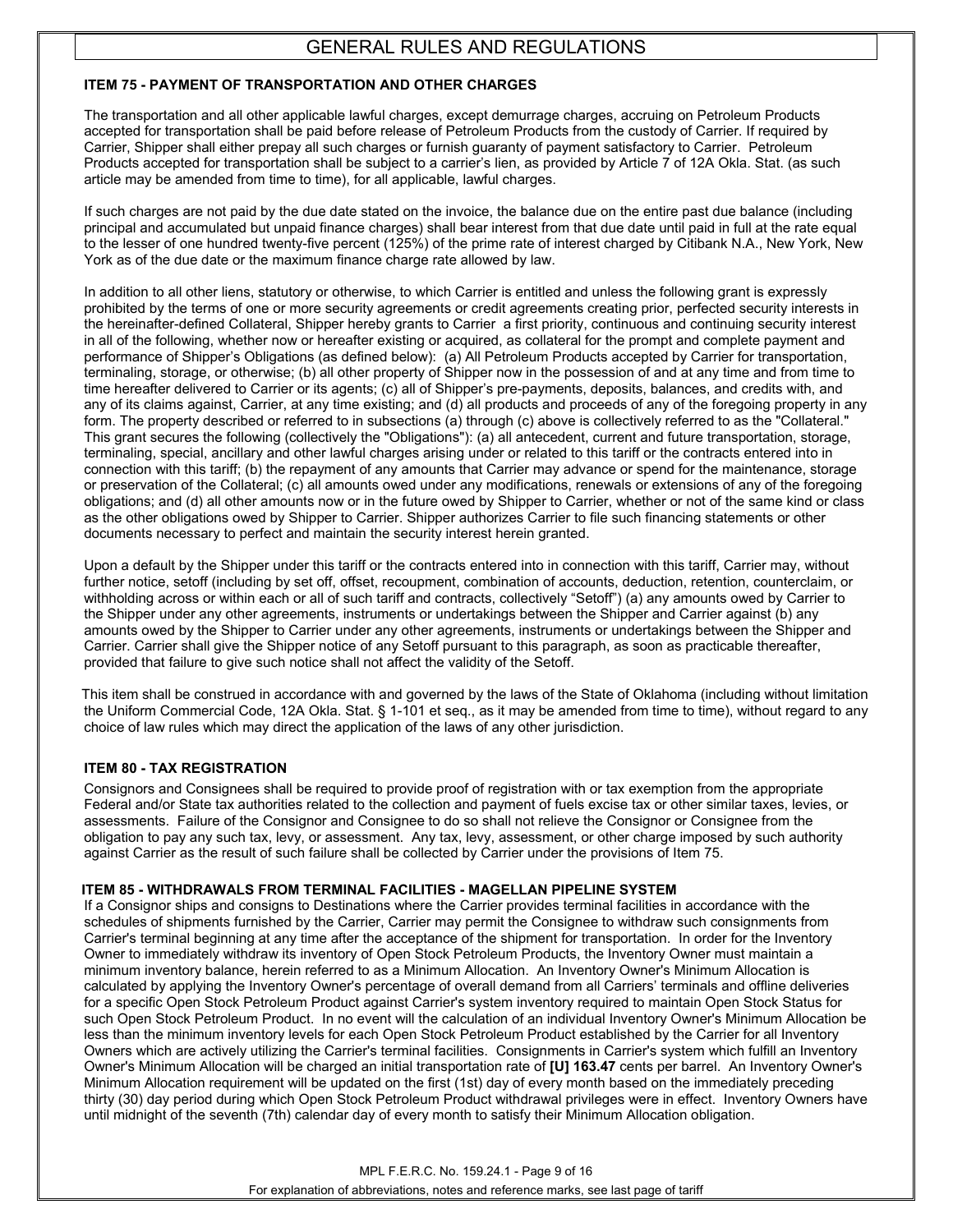# GENERAL RULES AND REGULATIONS

### ITEM 75 - PAYMENT OF TRANSPORTATION AND OTHER CHARGES

The transportation and all other applicable lawful charges, except demurrage charges, accruing on Petroleum Products accepted for transportation shall be paid before release of Petroleum Products from the custody of Carrier. If required by Carrier, Shipper shall either prepay all such charges or furnish guaranty of payment satisfactory to Carrier. Petroleum Products accepted for transportation shall be subject to a carrier's lien, as provided by Article 7 of 12A Okla. Stat. (as such article may be amended from time to time), for all applicable, lawful charges.

If such charges are not paid by the due date stated on the invoice, the balance due on the entire past due balance (including principal and accumulated but unpaid finance charges) shall bear interest from that due date until paid in full at the rate equal to the lesser of one hundred twenty-five percent (125%) of the prime rate of interest charged by Citibank N.A., New York, New York as of the due date or the maximum finance charge rate allowed by law.

In addition to all other liens, statutory or otherwise, to which Carrier is entitled and unless the following grant is expressly prohibited by the terms of one or more security agreements or credit agreements creating prior, perfected security interests in the hereinafter-defined Collateral, Shipper hereby grants to Carrier a first priority, continuous and continuing security interest in all of the following, whether now or hereafter existing or acquired, as collateral for the prompt and complete payment and performance of Shipper's Obligations (as defined below): (a) All Petroleum Products accepted by Carrier for transportation, terminaling, storage, or otherwise; (b) all other property of Shipper now in the possession of and at any time and from time to time hereafter delivered to Carrier or its agents; (c) all of Shipper's pre-payments, deposits, balances, and credits with, and any of its claims against, Carrier, at any time existing; and (d) all products and proceeds of any of the foregoing property in any form. The property described or referred to in subsections (a) through (c) above is collectively referred to as the "Collateral." This grant secures the following (collectively the "Obligations"): (a) all antecedent, current and future transportation, storage, terminaling, special, ancillary and other lawful charges arising under or related to this tariff or the contracts entered into in connection with this tariff; (b) the repayment of any amounts that Carrier may advance or spend for the maintenance, storage or preservation of the Collateral; (c) all amounts owed under any modifications, renewals or extensions of any of the foregoing obligations; and (d) all other amounts now or in the future owed by Shipper to Carrier, whether or not of the same kind or class as the other obligations owed by Shipper to Carrier. Shipper authorizes Carrier to file such financing statements or other documents necessary to perfect and maintain the security interest herein granted.

Upon a default by the Shipper under this tariff or the contracts entered into in connection with this tariff, Carrier may, without further notice, setoff (including by set off, offset, recoupment, combination of accounts, deduction, retention, counterclaim, or withholding across or within each or all of such tariff and contracts, collectively "Setoff") (a) any amounts owed by Carrier to the Shipper under any other agreements, instruments or undertakings between the Shipper and Carrier against (b) any amounts owed by the Shipper to Carrier under any other agreements, instruments or undertakings between the Shipper and Carrier. Carrier shall give the Shipper notice of any Setoff pursuant to this paragraph, as soon as practicable thereafter, provided that failure to give such notice shall not affect the validity of the Setoff.

This item shall be construed in accordance with and governed by the laws of the State of Oklahoma (including without limitation the Uniform Commercial Code, 12A Okla. Stat. § 1-101 et seq., as it may be amended from time to time), without regard to any choice of law rules which may direct the application of the laws of any other jurisdiction.

### ITEM 80 - TAX REGISTRATION

Consignors and Consignees shall be required to provide proof of registration with or tax exemption from the appropriate Federal and/or State tax authorities related to the collection and payment of fuels excise tax or other similar taxes, levies, or assessments. Failure of the Consignor and Consignee to do so shall not relieve the Consignor or Consignee from the obligation to pay any such tax, levy, or assessment. Any tax, levy, assessment, or other charge imposed by such authority against Carrier as the result of such failure shall be collected by Carrier under the provisions of Item 75.

### ITEM 85 - WITHDRAWALS FROM TERMINAL FACILITIES - MAGELLAN PIPELINE SYSTEM

If a Consignor ships and consigns to Destinations where the Carrier provides terminal facilities in accordance with the schedules of shipments furnished by the Carrier, Carrier may permit the Consignee to withdraw such consignments from Carrier's terminal beginning at any time after the acceptance of the shipment for transportation. In order for the Inventory Owner to immediately withdraw its inventory of Open Stock Petroleum Products, the Inventory Owner must maintain a minimum inventory balance, herein referred to as a Minimum Allocation. An Inventory Owner's Minimum Allocation is calculated by applying the Inventory Owner's percentage of overall demand from all Carriers' terminals and offline deliveries for a specific Open Stock Petroleum Product against Carrier's system inventory required to maintain Open Stock Status for such Open Stock Petroleum Product. In no event will the calculation of an individual Inventory Owner's Minimum Allocation be less than the minimum inventory levels for each Open Stock Petroleum Product established by the Carrier for all Inventory Owners which are actively utilizing the Carrier's terminal facilities. Consignments in Carrier's system which fulfill an Inventory Owner's Minimum Allocation will be charged an initial transportation rate of **[U] 163.47** cents per barrel. An Inventory Owner's Minimum Allocation requirement will be updated on the first (1st) day of every month based on the immediately preceding thirty (30) day period during which Open Stock Petroleum Product withdrawal privileges were in effect. Inventory Owners have until midnight of the seventh (7th) calendar day of every month to satisfy their Minimum Allocation obligation.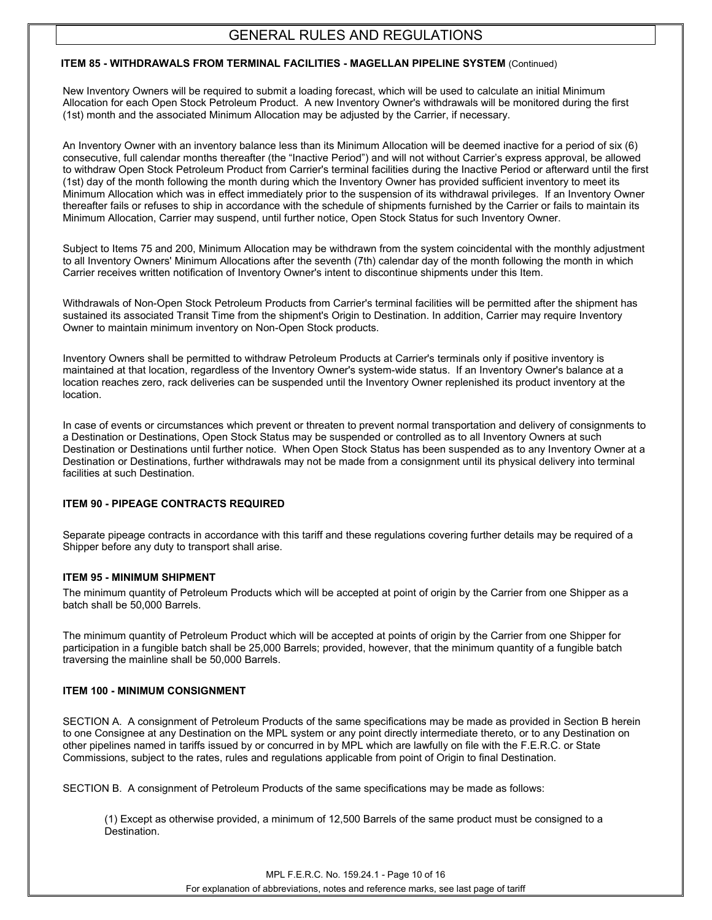### ITEM 85 - WITHDRAWALS FROM TERMINAL FACILITIES - MAGELLAN PIPELINE SYSTEM (Continued)

New Inventory Owners will be required to submit a loading forecast, which will be used to calculate an initial Minimum Allocation for each Open Stock Petroleum Product. A new Inventory Owner's withdrawals will be monitored during the first (1st) month and the associated Minimum Allocation may be adjusted by the Carrier, if necessary.

An Inventory Owner with an inventory balance less than its Minimum Allocation will be deemed inactive for a period of six (6) consecutive, full calendar months thereafter (the "Inactive Period") and will not without Carrier's express approval, be allowed to withdraw Open Stock Petroleum Product from Carrier's terminal facilities during the Inactive Period or afterward until the first (1st) day of the month following the month during which the Inventory Owner has provided sufficient inventory to meet its Minimum Allocation which was in effect immediately prior to the suspension of its withdrawal privileges. If an Inventory Owner thereafter fails or refuses to ship in accordance with the schedule of shipments furnished by the Carrier or fails to maintain its Minimum Allocation, Carrier may suspend, until further notice, Open Stock Status for such Inventory Owner.

Subject to Items 75 and 200, Minimum Allocation may be withdrawn from the system coincidental with the monthly adjustment to all Inventory Owners' Minimum Allocations after the seventh (7th) calendar day of the month following the month in which Carrier receives written notification of Inventory Owner's intent to discontinue shipments under this Item.

Withdrawals of Non-Open Stock Petroleum Products from Carrier's terminal facilities will be permitted after the shipment has sustained its associated Transit Time from the shipment's Origin to Destination. In addition, Carrier may require Inventory Owner to maintain minimum inventory on Non-Open Stock products.

Inventory Owners shall be permitted to withdraw Petroleum Products at Carrier's terminals only if positive inventory is maintained at that location, regardless of the Inventory Owner's system-wide status. If an Inventory Owner's balance at a location reaches zero, rack deliveries can be suspended until the Inventory Owner replenished its product inventory at the location.

In case of events or circumstances which prevent or threaten to prevent normal transportation and delivery of consignments to a Destination or Destinations, Open Stock Status may be suspended or controlled as to all Inventory Owners at such Destination or Destinations until further notice. When Open Stock Status has been suspended as to any Inventory Owner at a Destination or Destinations, further withdrawals may not be made from a consignment until its physical delivery into terminal facilities at such Destination.

### ITEM 90 - PIPEAGE CONTRACTS REQUIRED

Separate pipeage contracts in accordance with this tariff and these regulations covering further details may be required of a Shipper before any duty to transport shall arise.

### ITEM 95 - MINIMUM SHIPMENT

The minimum quantity of Petroleum Products which will be accepted at point of origin by the Carrier from one Shipper as a batch shall be 50,000 Barrels.

The minimum quantity of Petroleum Product which will be accepted at points of origin by the Carrier from one Shipper for participation in a fungible batch shall be 25,000 Barrels; provided, however, that the minimum quantity of a fungible batch traversing the mainline shall be 50,000 Barrels.

### ITEM 100 - MINIMUM CONSIGNMENT

SECTION A. A consignment of Petroleum Products of the same specifications may be made as provided in Section B herein to one Consignee at any Destination on the MPL system or any point directly intermediate thereto, or to any Destination on other pipelines named in tariffs issued by or concurred in by MPL which are lawfully on file with the F.E.R.C. or State Commissions, subject to the rates, rules and regulations applicable from point of Origin to final Destination.

SECTION B. A consignment of Petroleum Products of the same specifications may be made as follows:

(1) Except as otherwise provided, a minimum of 12,500 Barrels of the same product must be consigned to a Destination.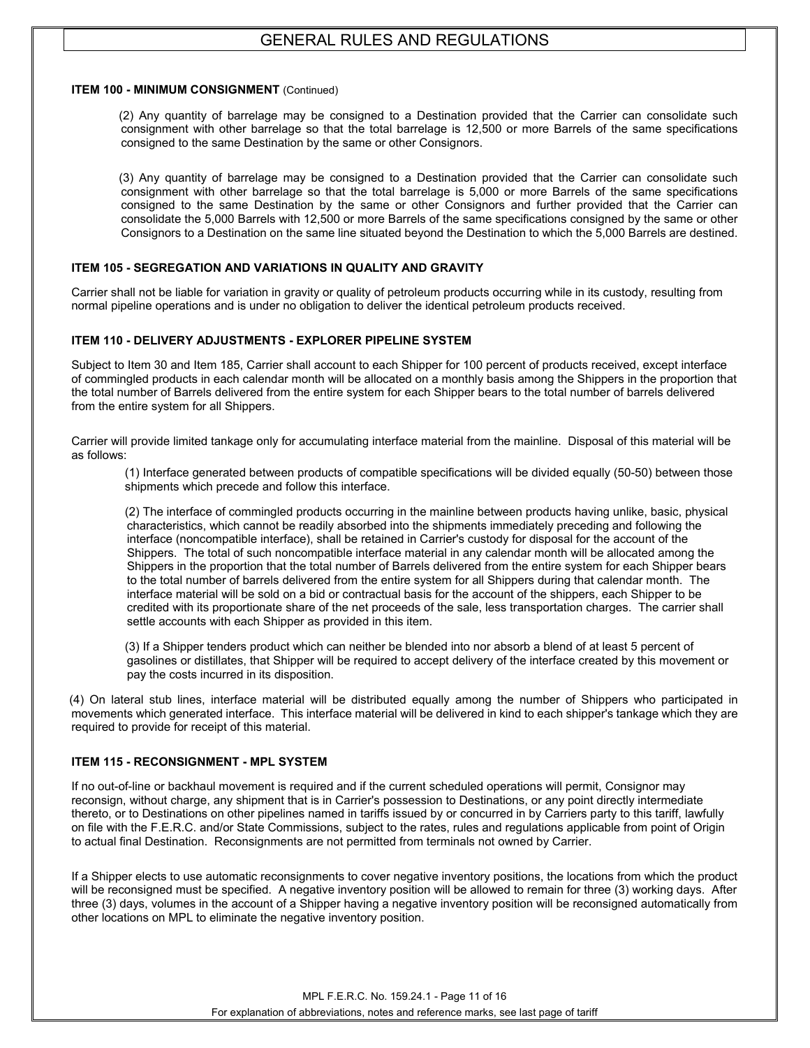# GENERAL RULES AND REGULATIONS

**ITEM 100 - MINIMUM CONSIGNMENT** (Continued)

(2) Any quantity of barrelage may be consigned to a Destination provided that the Carrier can consolidate such consignment with other barrelage so that the total barrelage is 12,500 or more Barrels of the same specifications consigned to the same Destination by the same or other Consignors.

(3) Any quantity of barrelage may be consigned to a Destination provided that the Carrier can consolidate such consignment with other barrelage so that the total barrelage is 5,000 or more Barrels of the same specifications consigned to the same Destination by the same or other Consignors and further provided that the Carrier can consolidate the 5,000 Barrels with 12,500 or more Barrels of the same specifications consigned by the same or other Consignors to a Destination on the same line situated beyond the Destination to which the 5,000 Barrels are destined.

**ITEM 105 - SEGREGATION AND VARIATIONS IN QUALITY AND GRAVITY**

Carrier shall not be liable for variation in gravity or quality of petroleum products occurring while in its custody, resulting from normal pipeline operations and is under no obligation to deliver the identical petroleum products received.

**ITEM 110 - DELIVERY ADJUSTMENTS - EXPLORER PIPELINE SYSTEM**

Subject to Item 30 and Item 185, Carrier shall account to each Shipper for 100 percent of products received, except interface of commingled products in each calendar month will be allocated on a monthly basis among the Shippers in the proportion that the total number of Barrels delivered from the entire system for each Shipper bears to the total number of barrels delivered from the entire system for all Shippers.

Carrier will provide limited tankage only for accumulating interface material from the mainline. Disposal of this material will be as follows:

(1) Interface generated between products of compatible specifications will be divided equally (50-50) between those shipments which precede and follow this interface.

(2) The interface of commingled products occurring in the mainline between products having unlike, basic, physical characteristics, which cannot be readily absorbed into the shipments immediately preceding and following the interface (noncompatible interface), shall be retained in Carrier's custody for disposal for the account of the Shippers. The total of such noncompatible interface material in any calendar month will be allocated among the Shippers in the proportion that the total number of Barrels delivered from the entire system for each Shipper bears to the total number of barrels delivered from the entire system for all Shippers during that calendar month. The interface material will be sold on a bid or contractual basis for the account of the shippers, each Shipper to be credited with its proportionate share of the net proceeds of the sale, less transportation charges. The carrier shall settle accounts with each Shipper as provided in this item.

(3) If a Shipper tenders product which can neither be blended into nor absorb a blend of at least 5 percent of gasolines or distillates, that Shipper will be required to accept delivery of the interface created by this movement or pay the costs incurred in its disposition.

(4) On lateral stub lines, interface material will be distributed equally among the number of Shippers who participated in movements which generated interface. This interface material will be delivered in kind to each shipper's tankage which they are required to provide for receipt of this material.

**ITEM 115 - RECONSIGNMENT - MPL SYSTEM**

If no out-of-line or backhaul movement is required and if the current scheduled operations will permit, Consignor may reconsign, without charge, any shipment that is in Carrier's possession to Destinations, or any point directly intermediate thereto, or to Destinations on other pipelines named in tariffs issued by or concurred in by Carriers party to this tariff, lawfully on file with the F.E.R.C. and/or State Commissions, subject to the rates, rules and regulations applicable from point of Origin to actual final Destination. Reconsignments are not permitted from terminals not owned by Carrier.

If a Shipper elects to use automatic reconsignments to cover negative inventory positions, the locations from which the product will be reconsigned must be specified. A negative inventory position will be allowed to remain for three (3) working days. After three (3) days, volumes in the account of a Shipper having a negative inventory position will be reconsigned automatically from other locations on MPL to eliminate the negative inventory position.

MPL F.E.R.C. No. 159.24.1

For explanation of abbreviations, notes and reference marks, see last page of tariff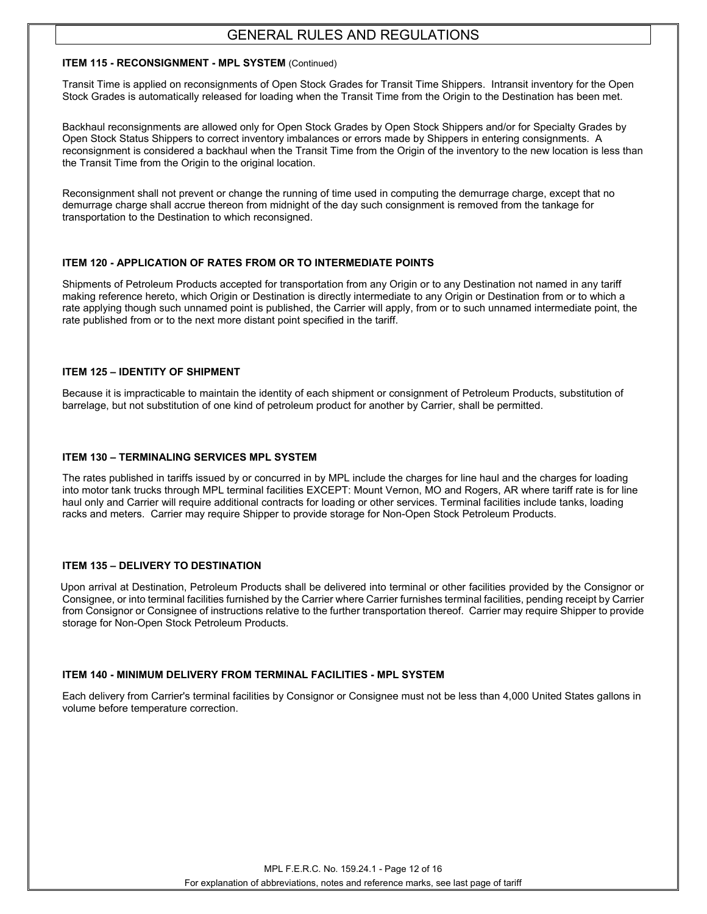# GENERAL RULES AND REGULATIONS

**ITEM 115 - RECONSIGNMENT - MPL SYSTEM** (Continued)

Transit Time is applied on reconsignments of Open Stock Grades for Transit Time Shippers. Intransit inventory for the Open Stock Grades is automatically released for loading when the Transit Time from the Origin to the Destination has been met.

Backhaul reconsignments are allowed only for Open Stock Grades by Open Stock Shippers and/or for Specialty Grades by Open Stock Status Shippers to correct inventory imbalances or errors made by Shippers in entering consignments. A reconsignment is considered a backhaul when the Transit Time from the Origin of the inventory to the new location is less than the Transit Time from the Origin to the original location.

Reconsignment shall not prevent or change the running of time used in computing the demurrage charge, except that no demurrage charge shall accrue thereon from midnight of the day such consignment is removed from the tankage for transportation to the Destination to which reconsigned.

**ITEM 120 - APPLICATION OF RATES FROM OR TO INTERMEDIATE POINTS**

Shipments of Petroleum Products accepted for transportation from any Origin or to any Destination not named in any tariff making reference hereto, which Origin or Destination is directly intermediate to any Origin or Destination from or to which a rate applying though such unnamed point is published, the Carrier will apply, from or to such unnamed intermediate point, the rate published from or to the next more distant point specified in the tariff.

**ITEM 125 – IDENTITY OF SHIPMENT**

Because it is impracticable to maintain the identity of each shipment or consignment of Petroleum Products, substitution of barrelage, but not substitution of one kind of petroleum product for another by Carrier, shall be permitted.

**ITEM 130 – TERMINALING SERVICES MPL SYSTEM**

The rates published in tariffs issued by or concurred in by MPL include the charges for line haul and the charges for loading into motor tank trucks through MPL terminal facilities EXCEPT: Mount Vernon, MO and Rogers, AR where tariff rate is for line haul only and Carrier will require additional contracts for loading or other services. Terminal facilities include tanks, loading racks and meters. Carrier may require Shipper to provide storage for Non-Open Stock Petroleum Products.

**ITEM 135 – DELIVERY TO DESTINATION**

Upon arrival at Destination, Petroleum Products shall be delivered into terminal or other facilities provided by the Consignor or Consignee, or into terminal facilities furnished by the Carrier where Carrier furnishes terminal facilities, pending receipt by Carrier from Consignor or Consignee of instructions relative to the further transportation thereof. Carrier may require Shipper to provide storage for Non-Open Stock Petroleum Products.

**ITEM 140 - MINIMUM DELIVERY FROM TERMINAL FACILITIES - MPL SYSTEM**

Each delivery from Carrier's terminal facilities by Consignor or Consignee must not be less than 4,000 United States gallons in volume before temperature correction.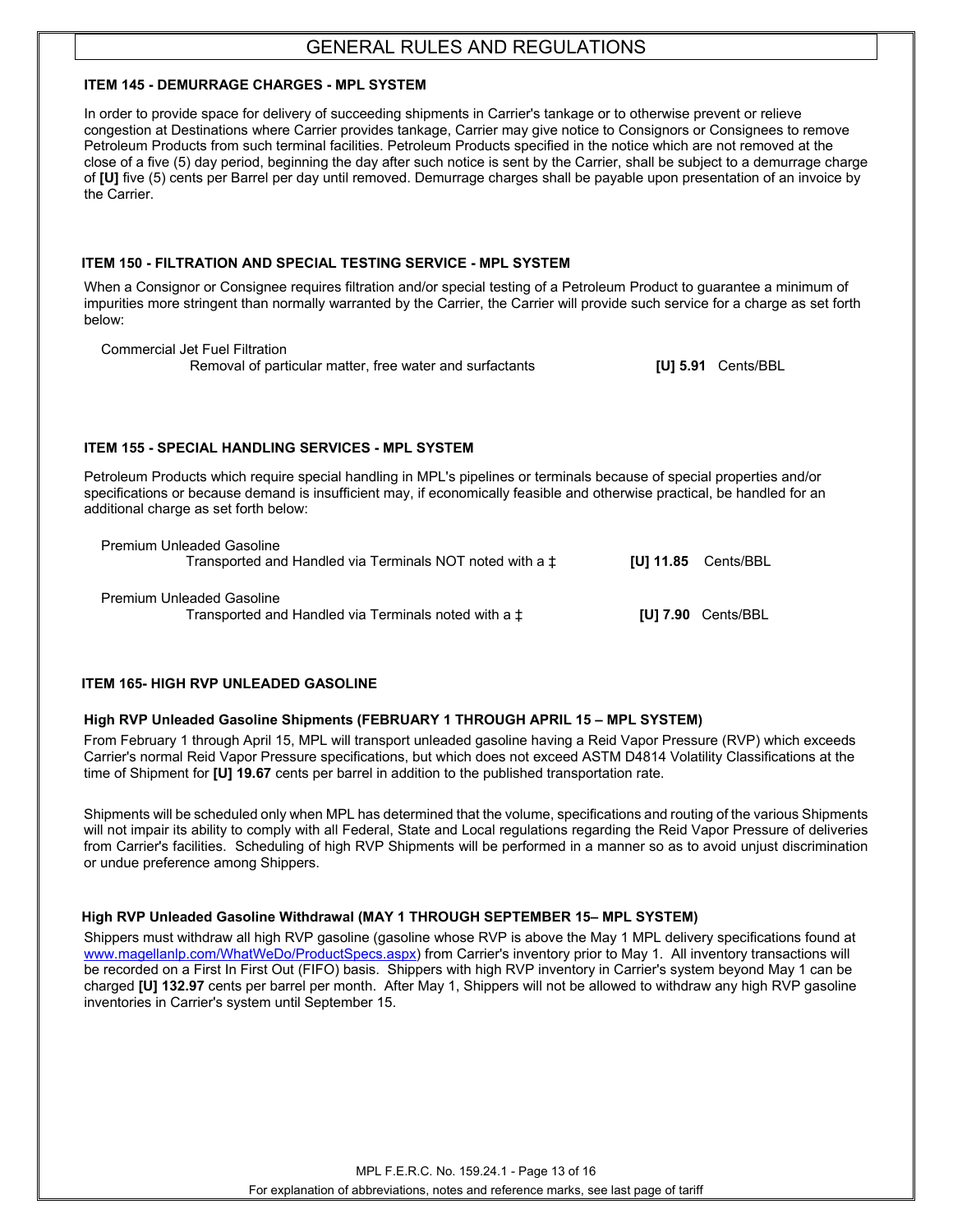# GENERAL RULES AND REGULATIONS

### ITEM 145 - DEMURRAGE CHARGES - MPL SYSTEM

In order to provide space for delivery of succeeding shipments in Carrier's tankage or to otherwise prevent or relieve congestion at Destinations where Carrier provides tankage, Carrier may give notice to Consignors or Consignees to remove Petroleum Products from such terminal facilities. Petroleum Products specified in the notice which are not removed at the close of a five (5) day period, beginning the day after such notice is sent by the Carrier, shall be subject to a demurrage charge of **[U]** five (5) cents per Barrel per day until removed. Demurrage charges shall be payable upon presentation of an invoice by the Carrier.

### ITEM 150 - FILTRATION AND SPECIAL TESTING SERVICE - MPL SYSTEM

When a Consignor or Consignee requires filtration and/or special testing of a Petroleum Product to guarantee a minimum of impurities more stringent than normally warranted by the Carrier, the Carrier will provide such service for a charge as set forth below:

| | |
|---|---|
| Commercial Jet Fuel Filtration<br>Removal of particular matter, free water and surfactants | **[U] 5.91** Cents/BBL |

### ITEM 155 - SPECIAL HANDLING SERVICES - MPL SYSTEM

Petroleum Products which require special handling in MPL's pipelines or terminals because of special properties and/or specifications or because demand is insufficient may, if economically feasible and otherwise practical, be handled for an additional charge as set forth below:

| | |
|---|---|
| Premium Unleaded Gasoline<br>Transported and Handled via Terminals NOT noted with a ‡ | **[U] 11.85** Cents/BBL |
| Premium Unleaded Gasoline<br>Transported and Handled via Terminals noted with a ‡ | **[U] 7.90** Cents/BBL |

### ITEM 165- HIGH RVP UNLEADED GASOLINE

**High RVP Unleaded Gasoline Shipments (FEBRUARY 1 THROUGH APRIL 15 – MPL SYSTEM)**

From February 1 through April 15, MPL will transport unleaded gasoline having a Reid Vapor Pressure (RVP) which exceeds Carrier's normal Reid Vapor Pressure specifications, but which does not exceed ASTM D4814 Volatility Classifications at the time of Shipment for **[U] 19.67** cents per barrel in addition to the published transportation rate.

Shipments will be scheduled only when MPL has determined that the volume, specifications and routing of the various Shipments will not impair its ability to comply with all Federal, State and Local regulations regarding the Reid Vapor Pressure of deliveries from Carrier's facilities. Scheduling of high RVP Shipments will be performed in a manner so as to avoid unjust discrimination or undue preference among Shippers.

**High RVP Unleaded Gasoline Withdrawal (MAY 1 THROUGH SEPTEMBER 15– MPL SYSTEM)**

Shippers must withdraw all high RVP gasoline (gasoline whose RVP is above the May 1 MPL delivery specifications found at www.magellanlp.com/WhatWeDo/ProductSpecs.aspx) from Carrier's inventory prior to May 1. All inventory transactions will be recorded on a First In First Out (FIFO) basis. Shippers with high RVP inventory in Carrier's system beyond May 1 can be charged **[U] 132.97** cents per barrel per month. After May 1, Shippers will not be allowed to withdraw any high RVP gasoline inventories in Carrier's system until September 15.

MPL F.E.R.C. No. 159.24.1

For explanation of abbreviations, notes and reference marks, see last page of tariff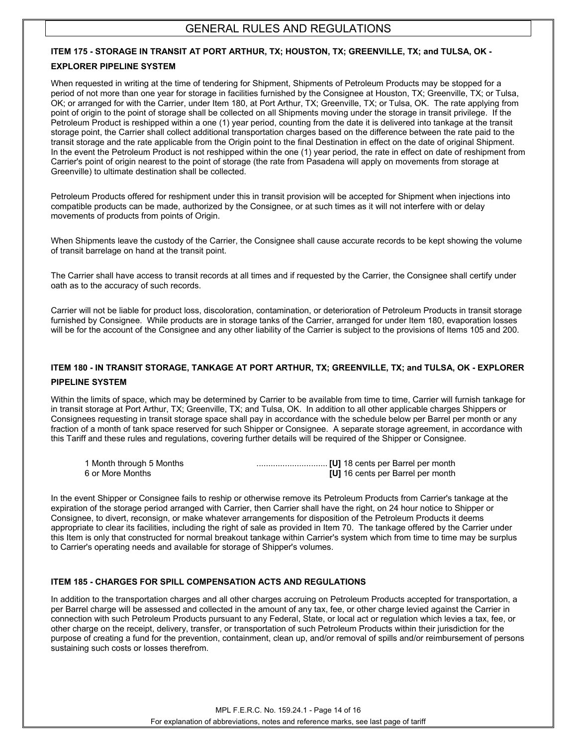# GENERAL RULES AND REGULATIONS

### ITEM 175 - STORAGE IN TRANSIT AT PORT ARTHUR, TX; HOUSTON, TX; GREENVILLE, TX; and TULSA, OK - EXPLORER PIPELINE SYSTEM

When requested in writing at the time of tendering for Shipment, Shipments of Petroleum Products may be stopped for a period of not more than one year for storage in facilities furnished by the Consignee at Houston, TX; Greenville, TX; or Tulsa, OK; or arranged for with the Carrier, under Item 180, at Port Arthur, TX; Greenville, TX; or Tulsa, OK. The rate applying from point of origin to the point of storage shall be collected on all Shipments moving under the storage in transit privilege. If the Petroleum Product is reshipped within a one (1) year period, counting from the date it is delivered into tankage at the transit storage point, the Carrier shall collect additional transportation charges based on the difference between the rate paid to the transit storage and the rate applicable from the Origin point to the final Destination in effect on the date of original Shipment. In the event the Petroleum Product is not reshipped within the one (1) year period, the rate in effect on date of reshipment from Carrier's point of origin nearest to the point of storage (the rate from Pasadena will apply on movements from storage at Greenville) to ultimate destination shall be collected.

Petroleum Products offered for reshipment under this in transit provision will be accepted for Shipment when injections into compatible products can be made, authorized by the Consignee, or at such times as it will not interfere with or delay movements of products from points of Origin.

When Shipments leave the custody of the Carrier, the Consignee shall cause accurate records to be kept showing the volume of transit barrelage on hand at the transit point.

The Carrier shall have access to transit records at all times and if requested by the Carrier, the Consignee shall certify under oath as to the accuracy of such records.

Carrier will not be liable for product loss, discoloration, contamination, or deterioration of Petroleum Products in transit storage furnished by Consignee. While products are in storage tanks of the Carrier, arranged for under Item 180, evaporation losses will be for the account of the Consignee and any other liability of the Carrier is subject to the provisions of Items 105 and 200.

### ITEM 180 - IN TRANSIT STORAGE, TANKAGE AT PORT ARTHUR, TX; GREENVILLE, TX; and TULSA, OK - EXPLORER PIPELINE SYSTEM

Within the limits of space, which may be determined by Carrier to be available from time to time, Carrier will furnish tankage for in transit storage at Port Arthur, TX; Greenville, TX; and Tulsa, OK. In addition to all other applicable charges Shippers or Consignees requesting in transit storage space shall pay in accordance with the schedule below per Barrel per month or any fraction of a month of tank space reserved for such Shipper or Consignee. A separate storage agreement, in accordance with this Tariff and these rules and regulations, covering further details will be required of the Shipper or Consignee.

| | |
|---|---|
| 1 Month through 5 Months | **[U]** 18 cents per Barrel per month |
| 6 or More Months | **[U]** 16 cents per Barrel per month |

In the event Shipper or Consignee fails to reship or otherwise remove its Petroleum Products from Carrier's tankage at the expiration of the storage period arranged with Carrier, then Carrier shall have the right, on 24 hour notice to Shipper or Consignee, to divert, reconsign, or make whatever arrangements for disposition of the Petroleum Products it deems appropriate to clear its facilities, including the right of sale as provided in Item 70. The tankage offered by the Carrier under this Item is only that constructed for normal breakout tankage within Carrier's system which from time to time may be surplus to Carrier's operating needs and available for storage of Shipper's volumes.

### ITEM 185 - CHARGES FOR SPILL COMPENSATION ACTS AND REGULATIONS

In addition to the transportation charges and all other charges accruing on Petroleum Products accepted for transportation, a per Barrel charge will be assessed and collected in the amount of any tax, fee, or other charge levied against the Carrier in connection with such Petroleum Products pursuant to any Federal, State, or local act or regulation which levies a tax, fee, or other charge on the receipt, delivery, transfer, or transportation of such Petroleum Products within their jurisdiction for the purpose of creating a fund for the prevention, containment, clean up, and/or removal of spills and/or reimbursement of persons sustaining such costs or losses therefrom.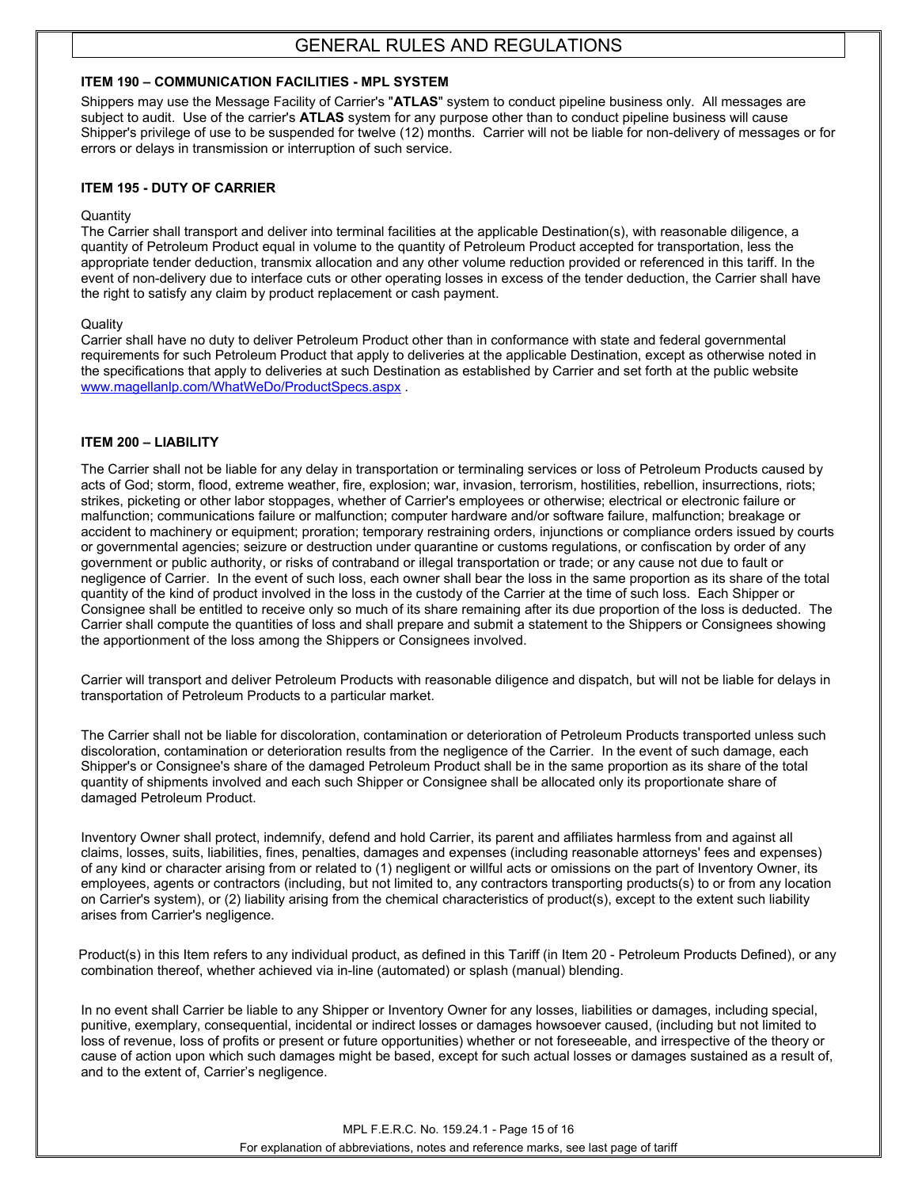# GENERAL RULES AND REGULATIONS

**ITEM 190 – COMMUNICATION FACILITIES - MPL SYSTEM**

Shippers may use the Message Facility of Carrier's "**ATLAS**" system to conduct pipeline business only. All messages are subject to audit. Use of the carrier's **ATLAS** system for any purpose other than to conduct pipeline business will cause Shipper's privilege of use to be suspended for twelve (12) months. Carrier will not be liable for non-delivery of messages or for errors or delays in transmission or interruption of such service.

**ITEM 195 - DUTY OF CARRIER**

Quantity
The Carrier shall transport and deliver into terminal facilities at the applicable Destination(s), with reasonable diligence, a quantity of Petroleum Product equal in volume to the quantity of Petroleum Product accepted for transportation, less the appropriate tender deduction, transmix allocation and any other volume reduction provided or referenced in this tariff. In the event of non-delivery due to interface cuts or other operating losses in excess of the tender deduction, the Carrier shall have the right to satisfy any claim by product replacement or cash payment.

Quality
Carrier shall have no duty to deliver Petroleum Product other than in conformance with state and federal governmental requirements for such Petroleum Product that apply to deliveries at the applicable Destination, except as otherwise noted in the specifications that apply to deliveries at such Destination as established by Carrier and set forth at the public website www.magellanlp.com/WhatWeDo/ProductSpecs.aspx .

**ITEM 200 – LIABILITY**

The Carrier shall not be liable for any delay in transportation or terminaling services or loss of Petroleum Products caused by acts of God; storm, flood, extreme weather, fire, explosion; war, invasion, terrorism, hostilities, rebellion, insurrections, riots; strikes, picketing or other labor stoppages, whether of Carrier's employees or otherwise; electrical or electronic failure or malfunction; communications failure or malfunction; computer hardware and/or software failure, malfunction; breakage or accident to machinery or equipment; proration; temporary restraining orders, injunctions or compliance orders issued by courts or governmental agencies; seizure or destruction under quarantine or customs regulations, or confiscation by order of any government or public authority, or risks of contraband or illegal transportation or trade; or any cause not due to fault or negligence of Carrier. In the event of such loss, each owner shall bear the loss in the same proportion as its share of the total quantity of the kind of product involved in the loss in the custody of the Carrier at the time of such loss. Each Shipper or Consignee shall be entitled to receive only so much of its share remaining after its due proportion of the loss is deducted. The Carrier shall compute the quantities of loss and shall prepare and submit a statement to the Shippers or Consignees showing the apportionment of the loss among the Shippers or Consignees involved.

Carrier will transport and deliver Petroleum Products with reasonable diligence and dispatch, but will not be liable for delays in transportation of Petroleum Products to a particular market.

The Carrier shall not be liable for discoloration, contamination or deterioration of Petroleum Products transported unless such discoloration, contamination or deterioration results from the negligence of the Carrier. In the event of such damage, each Shipper's or Consignee's share of the damaged Petroleum Product shall be in the same proportion as its share of the total quantity of shipments involved and each such Shipper or Consignee shall be allocated only its proportionate share of damaged Petroleum Product.

Inventory Owner shall protect, indemnify, defend and hold Carrier, its parent and affiliates harmless from and against all claims, losses, suits, liabilities, fines, penalties, damages and expenses (including reasonable attorneys' fees and expenses) of any kind or character arising from or related to (1) negligent or willful acts or omissions on the part of Inventory Owner, its employees, agents or contractors (including, but not limited to, any contractors transporting products(s) to or from any location on Carrier's system), or (2) liability arising from the chemical characteristics of product(s), except to the extent such liability arises from Carrier's negligence.

Product(s) in this Item refers to any individual product, as defined in this Tariff (in Item 20 - Petroleum Products Defined), or any combination thereof, whether achieved via in-line (automated) or splash (manual) blending.

In no event shall Carrier be liable to any Shipper or Inventory Owner for any losses, liabilities or damages, including special, punitive, exemplary, consequential, incidental or indirect losses or damages howsoever caused, (including but not limited to loss of revenue, loss of profits or present or future opportunities) whether or not foreseeable, and irrespective of the theory or cause of action upon which such damages might be based, except for such actual losses or damages sustained as a result of, and to the extent of, Carrier's negligence.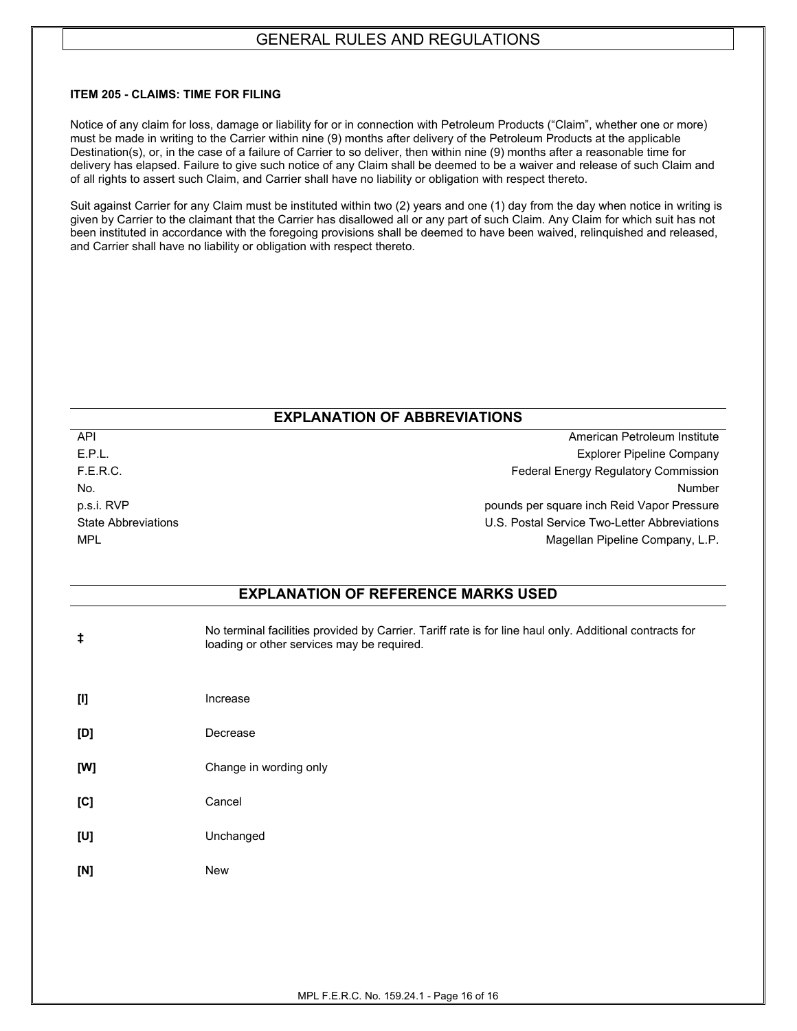# GENERAL RULES AND REGULATIONS

**ITEM 205 - CLAIMS: TIME FOR FILING**

Notice of any claim for loss, damage or liability for or in connection with Petroleum Products ("Claim", whether one or more) must be made in writing to the Carrier within nine (9) months after delivery of the Petroleum Products at the applicable Destination(s), or, in the case of a failure of Carrier to so deliver, then within nine (9) months after a reasonable time for delivery has elapsed. Failure to give such notice of any Claim shall be deemed to be a waiver and release of such Claim and of all rights to assert such Claim, and Carrier shall have no liability or obligation with respect thereto.

Suit against Carrier for any Claim must be instituted within two (2) years and one (1) day from the day when notice in writing is given by Carrier to the claimant that the Carrier has disallowed all or any part of such Claim. Any Claim for which suit has not been instituted in accordance with the foregoing provisions shall be deemed to have been waived, relinquished and released, and Carrier shall have no liability or obligation with respect thereto.

## EXPLANATION OF ABBREVIATIONS

| | |
|---|---|
| API | American Petroleum Institute |
| E.P.L. | Explorer Pipeline Company |
| F.E.R.C. | Federal Energy Regulatory Commission |
| No. | Number |
| p.s.i. RVP | pounds per square inch Reid Vapor Pressure |
| State Abbreviations | U.S. Postal Service Two-Letter Abbreviations |
| MPL | Magellan Pipeline Company, L.P. |

## EXPLANATION OF REFERENCE MARKS USED

| | |
|---|---|
| ‡ | No terminal facilities provided by Carrier. Tariff rate is for line haul only. Additional contracts for loading or other services may be required. |
| [I] | Increase |
| [D] | Decrease |
| [W] | Change in wording only |
| [C] | Cancel |
| [U] | Unchanged |
| [N] | New |